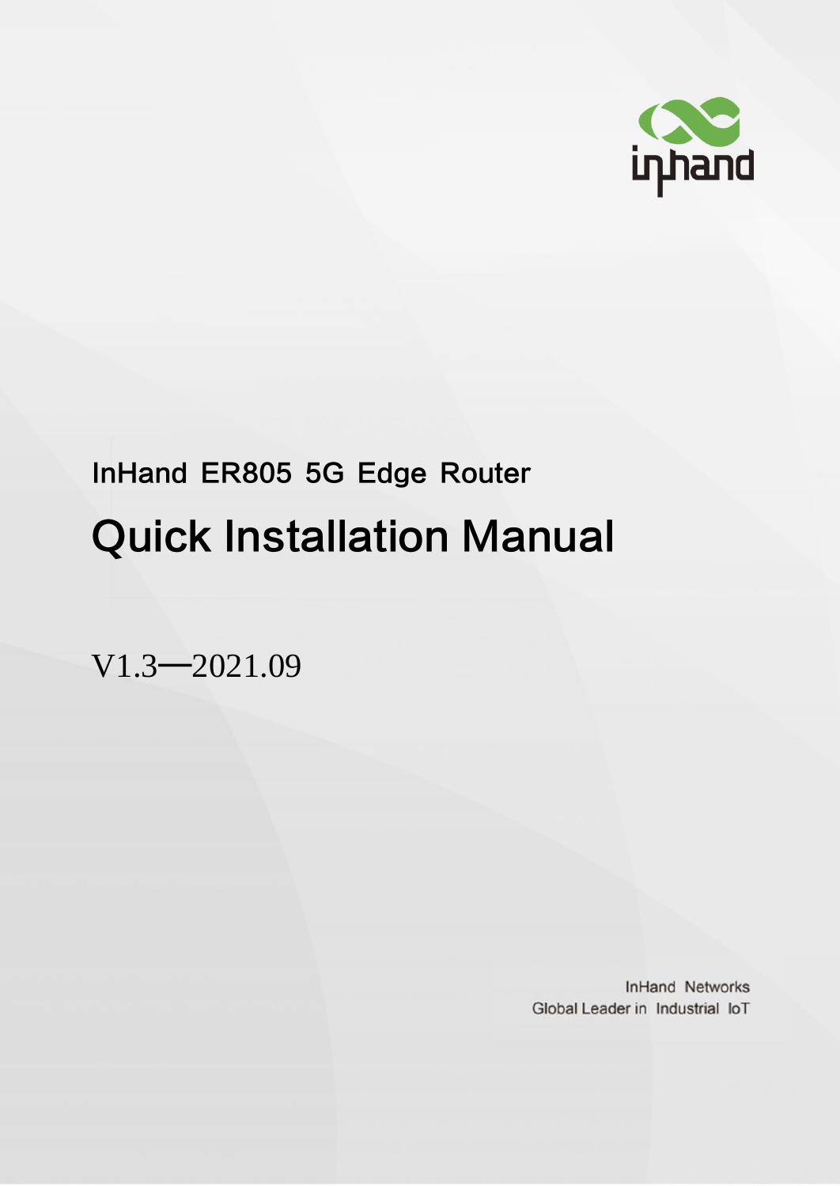InHand ER805 5G Edge Router

# Quick Installation Manual

V1.3—2021.09

InHand Networks
Global Leader in Industrial IoT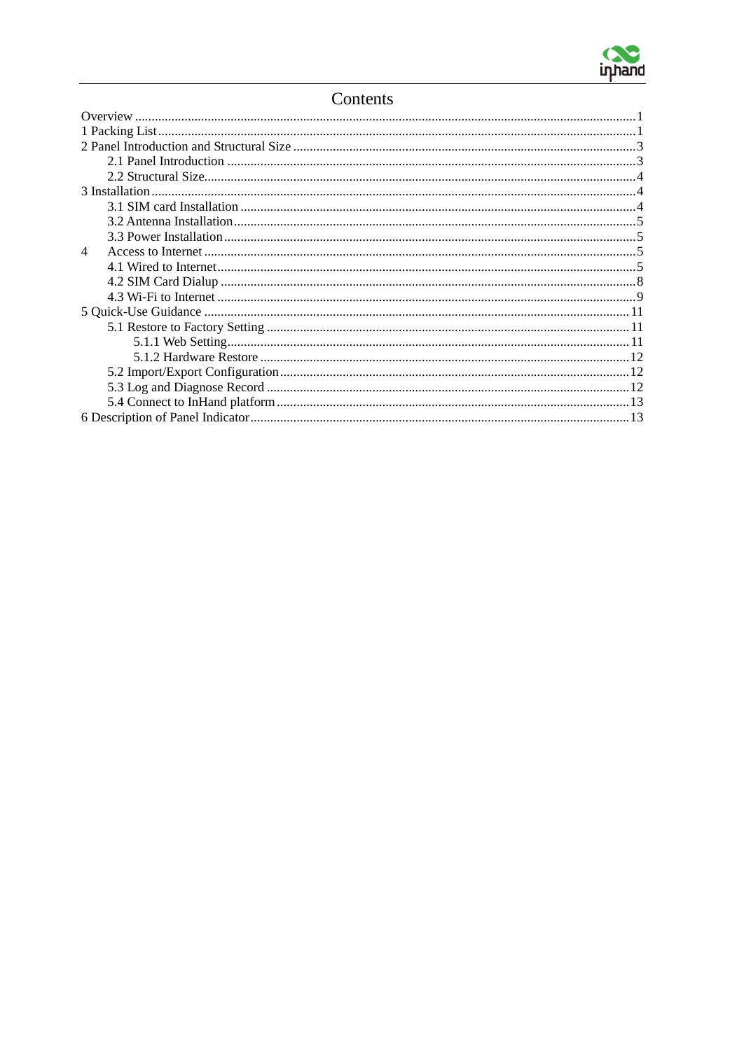# Contents

Overview ......................................................................................................................................1

1 Packing List................................................................................................................................1

2 Panel Introduction and Structural Size .......................................................................................3

- 2.1 Panel Introduction ..............................................................................................................3
- 2.2 Structural Size.....................................................................................................................4

3 Installation ..................................................................................................................................4

- 3.1 SIM card Installation ..........................................................................................................4
- 3.2 Antenna Installation............................................................................................................5
- 3.3 Power Installation ...............................................................................................................5

4 Access to Internet .......................................................................................................................5

- 4.1 Wired to Internet.................................................................................................................5
- 4.2 SIM Card Dialup ................................................................................................................8
- 4.3 Wi-Fi to Internet .................................................................................................................9

5 Quick-Use Guidance .................................................................................................................11

- 5.1 Restore to Factory Setting .................................................................................................11
  - 5.1.1 Web Setting.............................................................................................................11
  - 5.1.2 Hardware Restore ...................................................................................................12
- 5.2 Import/Export Configuration.............................................................................................12
- 5.3 Log and Diagnose Record .................................................................................................12
- 5.4 Connect to InHand platform ..............................................................................................13

6 Description of Panel Indicator..................................................................................................13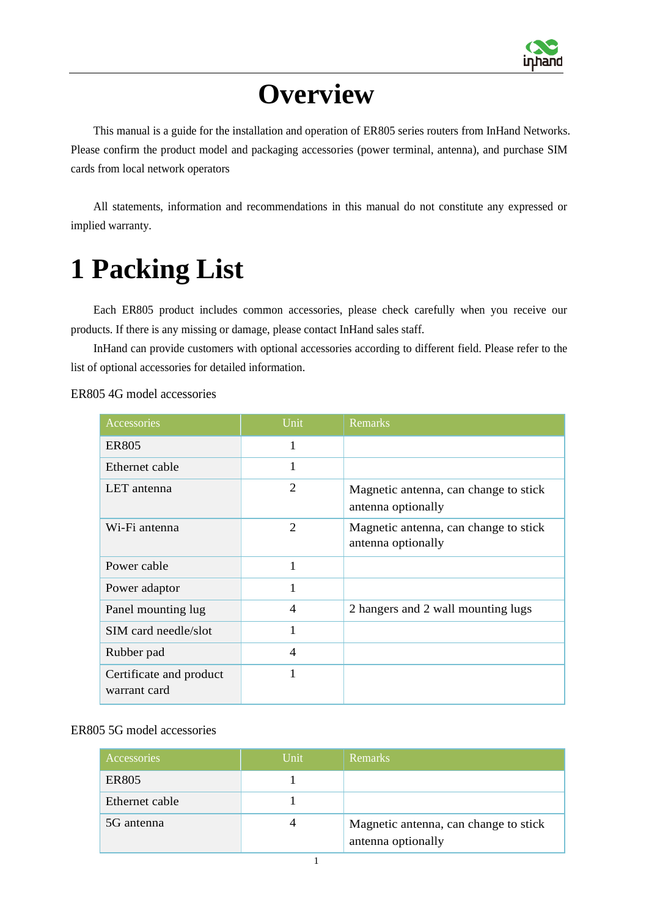# Overview

This manual is a guide for the installation and operation of ER805 series routers from InHand Networks. Please confirm the product model and packaging accessories (power terminal, antenna), and purchase SIM cards from local network operators

All statements, information and recommendations in this manual do not constitute any expressed or implied warranty.

# 1 Packing List

Each ER805 product includes common accessories, please check carefully when you receive our products. If there is any missing or damage, please contact InHand sales staff.

InHand can provide customers with optional accessories according to different field. Please refer to the list of optional accessories for detailed information.

ER805 4G model accessories

| Accessories | Unit | Remarks |
|---|---|---|
| ER805 | 1 | |
| Ethernet cable | 1 | |
| LET antenna | 2 | Magnetic antenna, can change to stick antenna optionally |
| Wi-Fi antenna | 2 | Magnetic antenna, can change to stick antenna optionally |
| Power cable | 1 | |
| Power adaptor | 1 | |
| Panel mounting lug | 4 | 2 hangers and 2 wall mounting lugs |
| SIM card needle/slot | 1 | |
| Rubber pad | 4 | |
| Certificate and product warrant card | 1 | |

ER805 5G model accessories

| Accessories | Unit | Remarks |
|---|---|---|
| ER805 | 1 | |
| Ethernet cable | 1 | |
| 5G antenna | 4 | Magnetic antenna, can change to stick antenna optionally |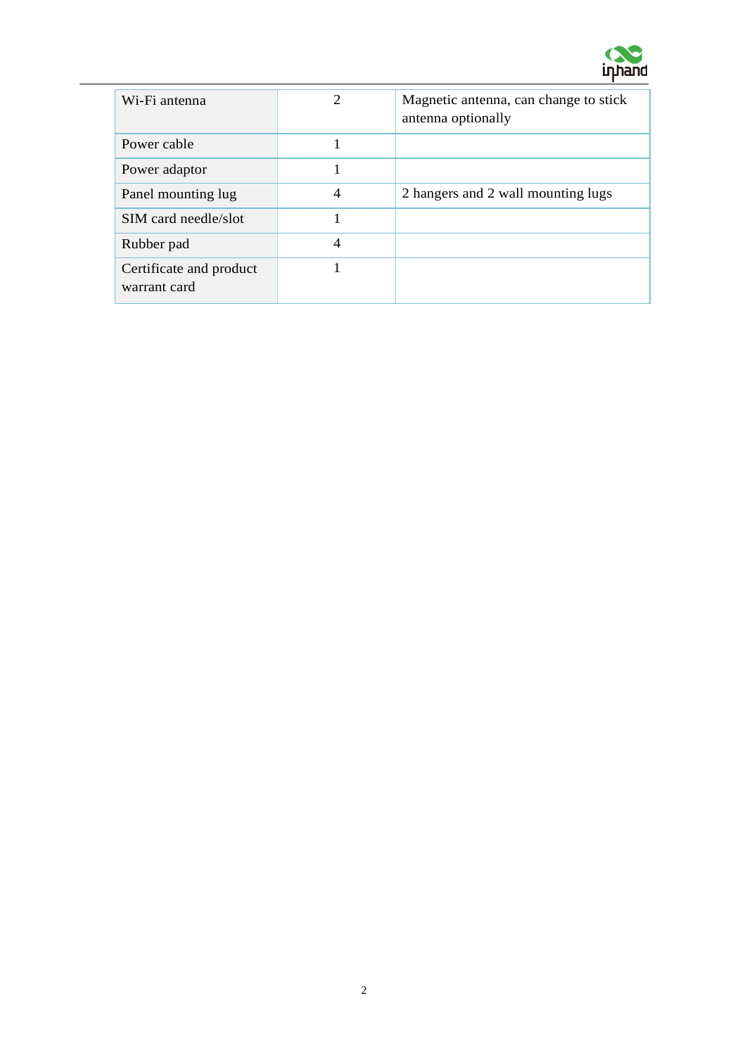| | | |
|---|---|---|
| Wi-Fi antenna | 2 | Magnetic antenna, can change to stick antenna optionally |
| Power cable | 1 | |
| Power adaptor | 1 | |
| Panel mounting lug | 4 | 2 hangers and 2 wall mounting lugs |
| SIM card needle/slot | 1 | |
| Rubber pad | 4 | |
| Certificate and product warrant card | 1 | |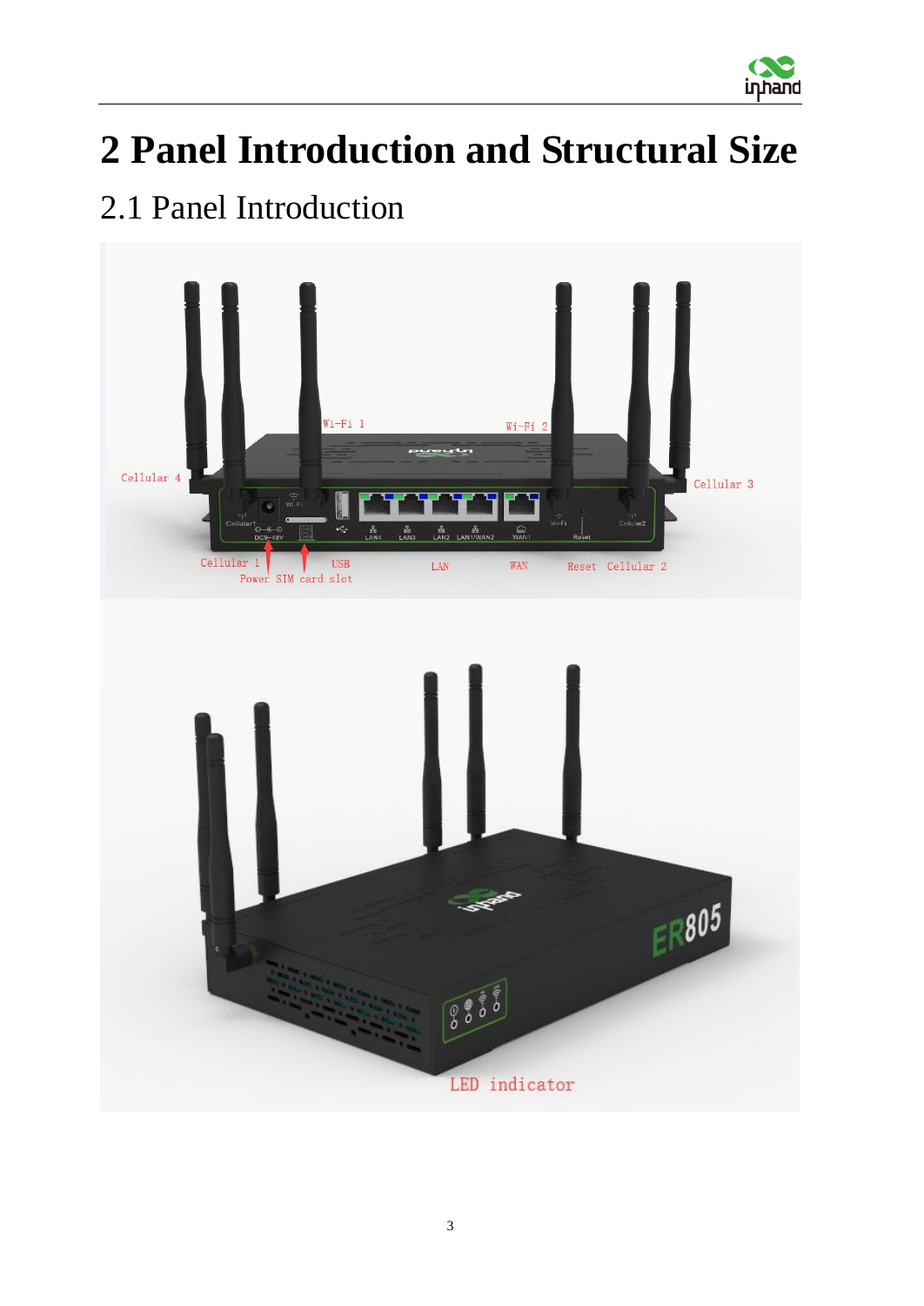# 2 Panel Introduction and Structural Size

## 2.1 Panel Introduction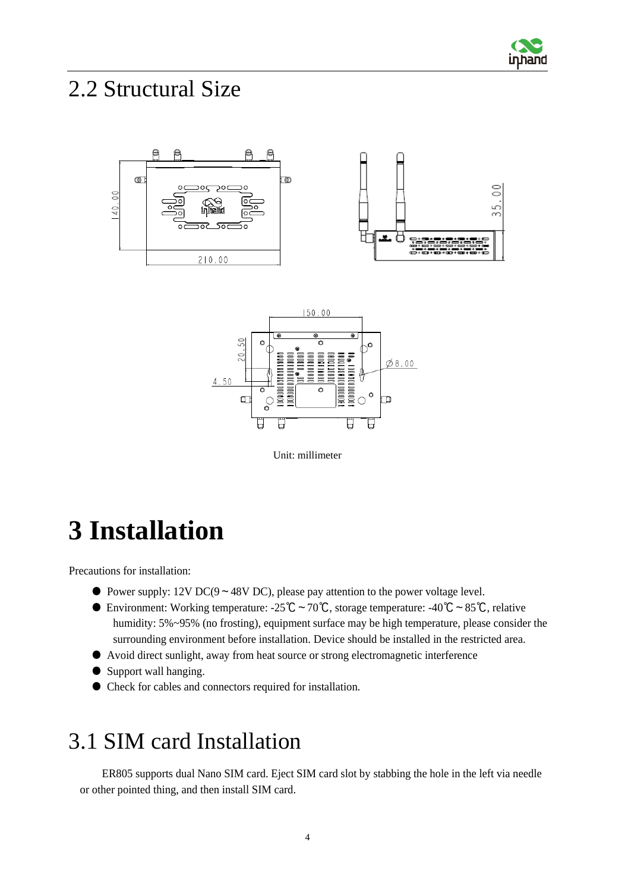## 2.2 Structural Size

Unit: millimeter

# 3 Installation

Precautions for installation:

- Power supply: 12V DC(9～48V DC), please pay attention to the power voltage level.
- Environment: Working temperature: -25℃～70℃, storage temperature: -40℃～85℃, relative humidity: 5%~95% (no frosting), equipment surface may be high temperature, please consider the surrounding environment before installation. Device should be installed in the restricted area.
- Avoid direct sunlight, away from heat source or strong electromagnetic interference
- Support wall hanging.
- Check for cables and connectors required for installation.

## 3.1 SIM card Installation

ER805 supports dual Nano SIM card. Eject SIM card slot by stabbing the hole in the left via needle or other pointed thing, and then install SIM card.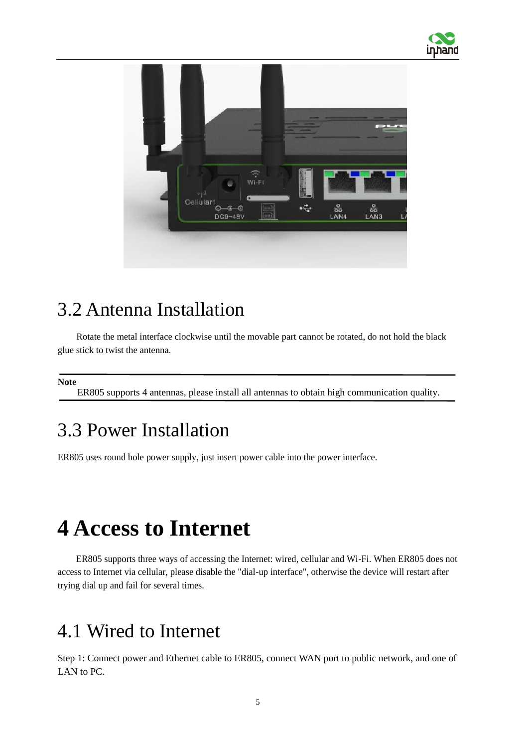## 3.2 Antenna Installation

Rotate the metal interface clockwise until the movable part cannot be rotated, do not hold the black glue stick to twist the antenna.

---

**Note**

ER805 supports 4 antennas, please install all antennas to obtain high communication quality.

---

## 3.3 Power Installation

ER805 uses round hole power supply, just insert power cable into the power interface.

# 4 Access to Internet

ER805 supports three ways of accessing the Internet: wired, cellular and Wi-Fi. When ER805 does not access to Internet via cellular, please disable the "dial-up interface", otherwise the device will restart after trying dial up and fail for several times.

## 4.1 Wired to Internet

Step 1: Connect power and Ethernet cable to ER805, connect WAN port to public network, and one of LAN to PC.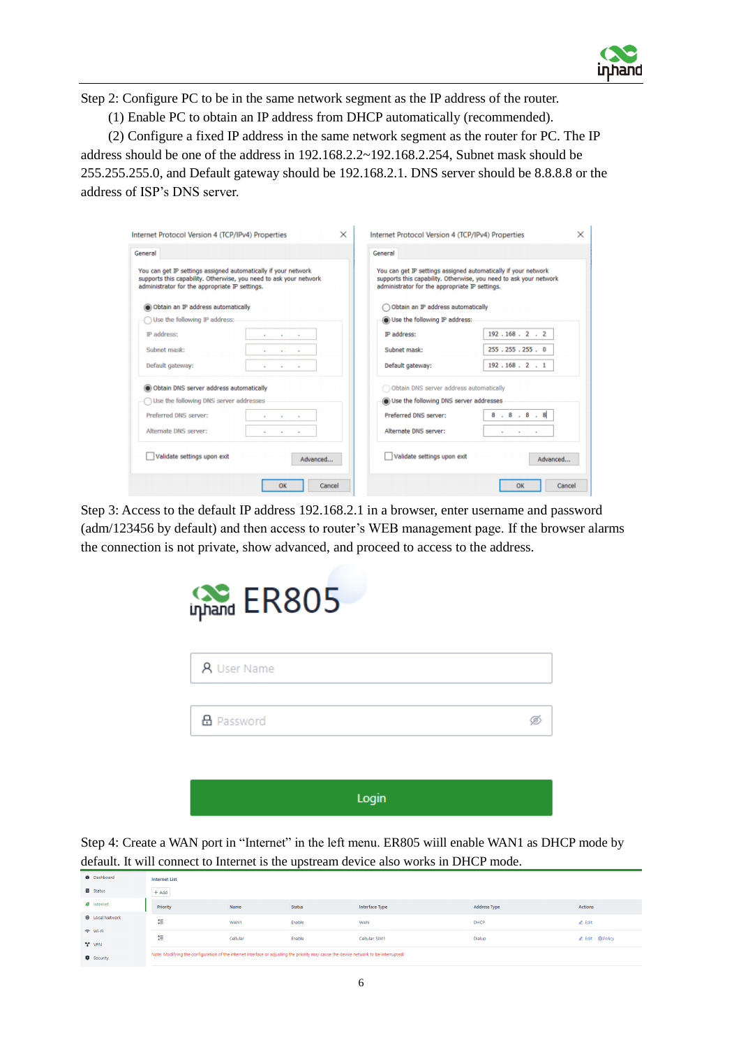Step 2: Configure PC to be in the same network segment as the IP address of the router.

(1) Enable PC to obtain an IP address from DHCP automatically (recommended).

(2) Configure a fixed IP address in the same network segment as the router for PC. The IP address should be one of the address in 192.168.2.2~192.168.2.254, Subnet mask should be 255.255.255.0, and Default gateway should be 192.168.2.1. DNS server should be 8.8.8.8 or the address of ISP's DNS server.

Step 3: Access to the default IP address 192.168.2.1 in a browser, enter username and password (adm/123456 by default) and then access to router's WEB management page. If the browser alarms the connection is not private, show advanced, and proceed to access to the address.

Step 4: Create a WAN port in "Internet" in the left menu. ER805 wiill enable WAN1 as DHCP mode by default. It will connect to Internet is the upstream device also works in DHCP mode.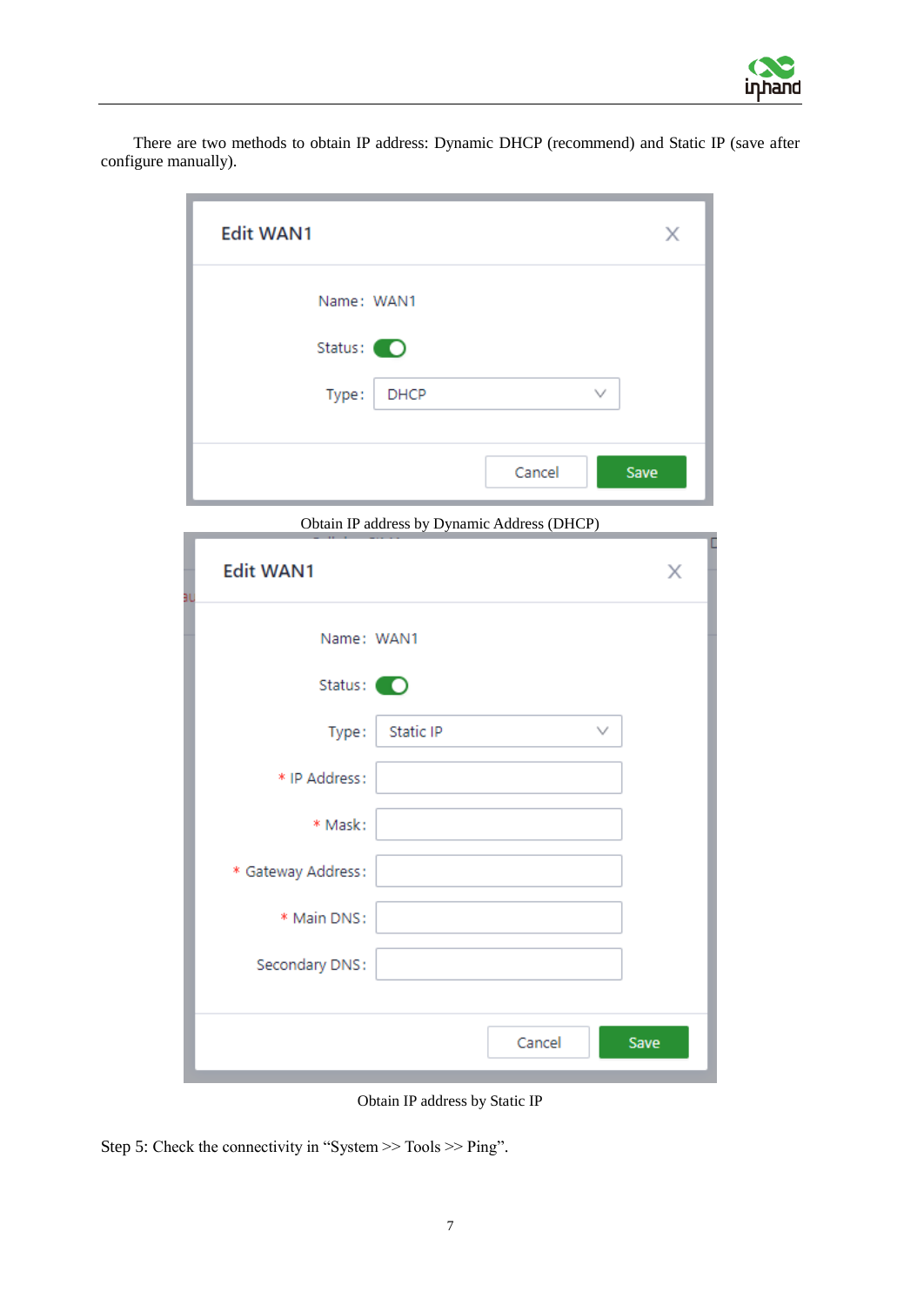There are two methods to obtain IP address: Dynamic DHCP (recommend) and Static IP (save after configure manually).

Edit WAN1

Name: WAN1

Status:

Type: DHCP

Cancel Save

Obtain IP address by Dynamic Address (DHCP)

Edit WAN1

Name: WAN1

Status:

Type: Static IP

* IP Address:

* Mask:

* Gateway Address:

* Main DNS:

Secondary DNS:

Cancel Save

Obtain IP address by Static IP

Step 5: Check the connectivity in "System >> Tools >> Ping".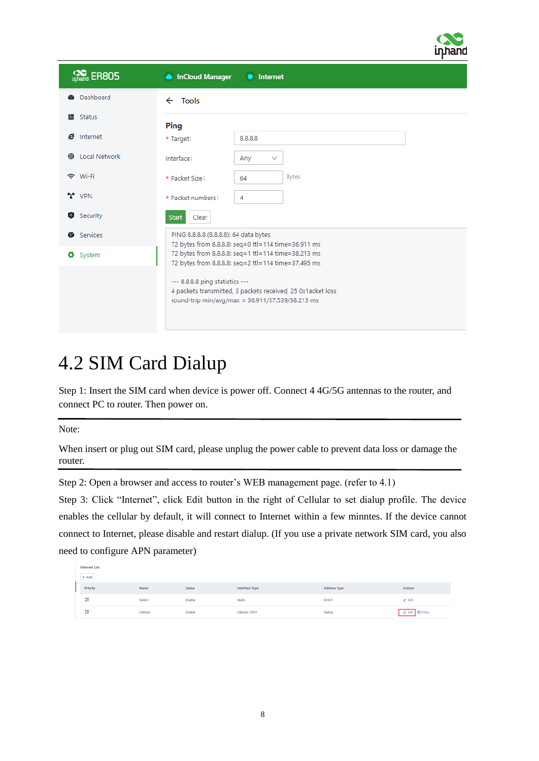| | | |
|---|---|---|
| ER805 | InCloud Manager | Internet |

- Dashboard
- Status
- Internet
- Local Network
- Wi-Fi
- VPN
- Security
- Services
- System

← Tools

**Ping**

\* Target: 8.8.8.8

Interface: Any

\* Packet Size: 64 Bytes

\* Packet numbers: 4

Start Clear

```
PING 8.8.8.8 (8.8.8.8): 64 data bytes
72 bytes from 8.8.8.8: seq=0 ttl=114 time=36.911 ms
72 bytes from 8.8.8.8: seq=1 ttl=114 time=38.213 ms
72 bytes from 8.8.8.8: seq=2 ttl=114 time=37.495 ms

--- 8.8.8.8 ping statistics ---
4 packets transmitted, 3 packets received, 25 0x1acket loss
round-trip min/avg/max = 36.911/37.539/38.213 ms
```

# 4.2 SIM Card Dialup

Step 1: Insert the SIM card when device is power off. Connect 4 4G/5G antennas to the router, and connect PC to router. Then power on.

---

Note:

When insert or plug out SIM card, please unplug the power cable to prevent data loss or damage the router.

---

Step 2: Open a browser and access to router's WEB management page. (refer to 4.1)

Step 3: Click "Internet", click Edit button in the right of Cellular to set dialup profile. The device enables the cellular by default, it will connect to Internet within a few minntes. If the device cannot connect to Internet, please disable and restart dialup. (If you use a private network SIM card, you also need to configure APN parameter)

Internet List

\+ Add

| Priority | Name | Status | Interface Type | Address Type | Actions |
|---|---|---|---|---|---|
| | WAN1 | Enable | WAN | DHCP | Edit |
| | Cellular | Enable | Cellular, SIM1 | Dialup | Edit Policy |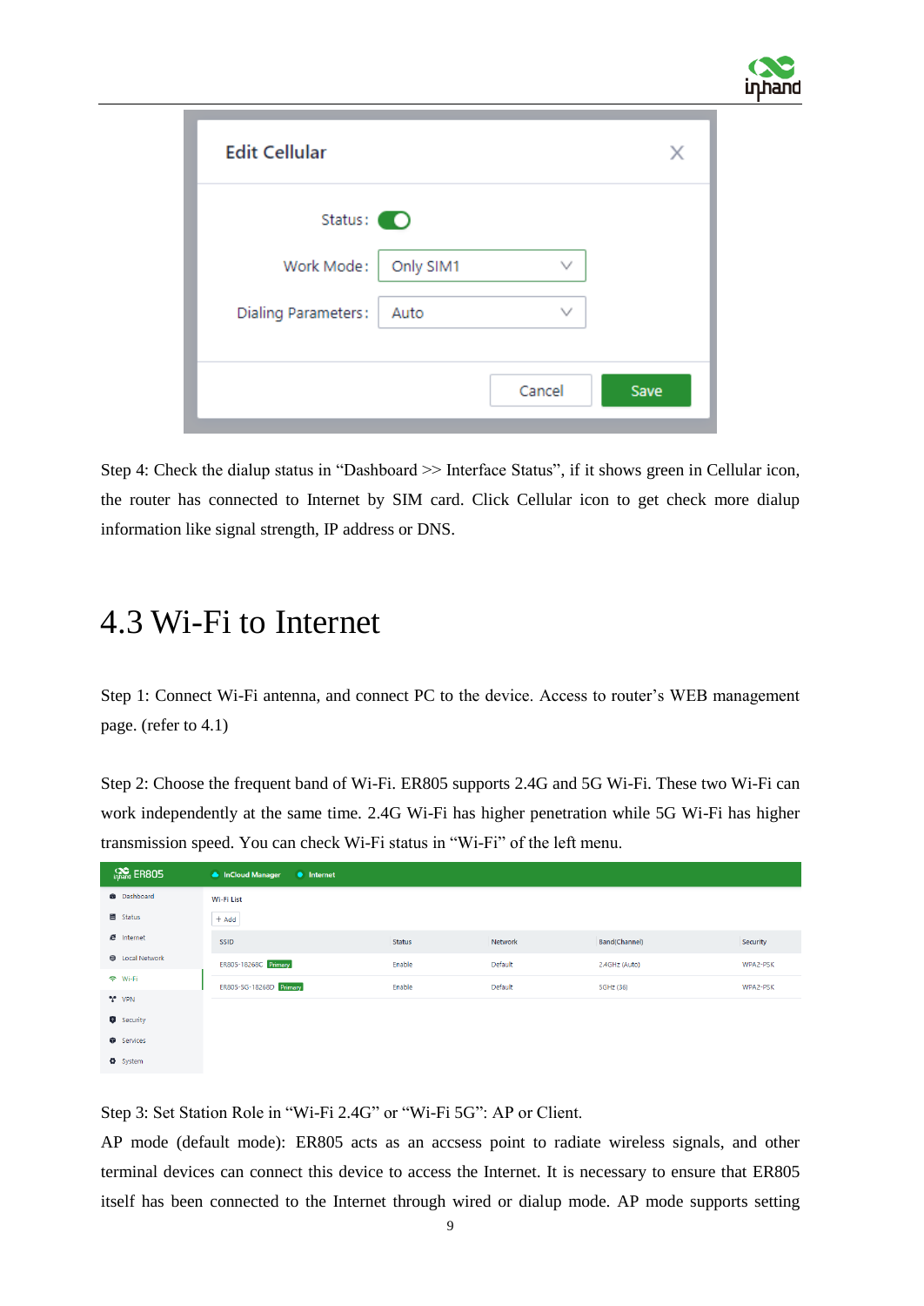Step 4: Check the dialup status in "Dashboard >> Interface Status", if it shows green in Cellular icon, the router has connected to Internet by SIM card. Click Cellular icon to get check more dialup information like signal strength, IP address or DNS.

## 4.3 Wi-Fi to Internet

Step 1: Connect Wi-Fi antenna, and connect PC to the device. Access to router's WEB management page. (refer to 4.1)

Step 2: Choose the frequent band of Wi-Fi. ER805 supports 2.4G and 5G Wi-Fi. These two Wi-Fi can work independently at the same time. 2.4G Wi-Fi has higher penetration while 5G Wi-Fi has higher transmission speed. You can check Wi-Fi status in "Wi-Fi" of the left menu.

Step 3: Set Station Role in "Wi-Fi 2.4G" or "Wi-Fi 5G": AP or Client.

AP mode (default mode): ER805 acts as an accsess point to radiate wireless signals, and other terminal devices can connect this device to access the Internet. It is necessary to ensure that ER805 itself has been connected to the Internet through wired or dialup mode. AP mode supports setting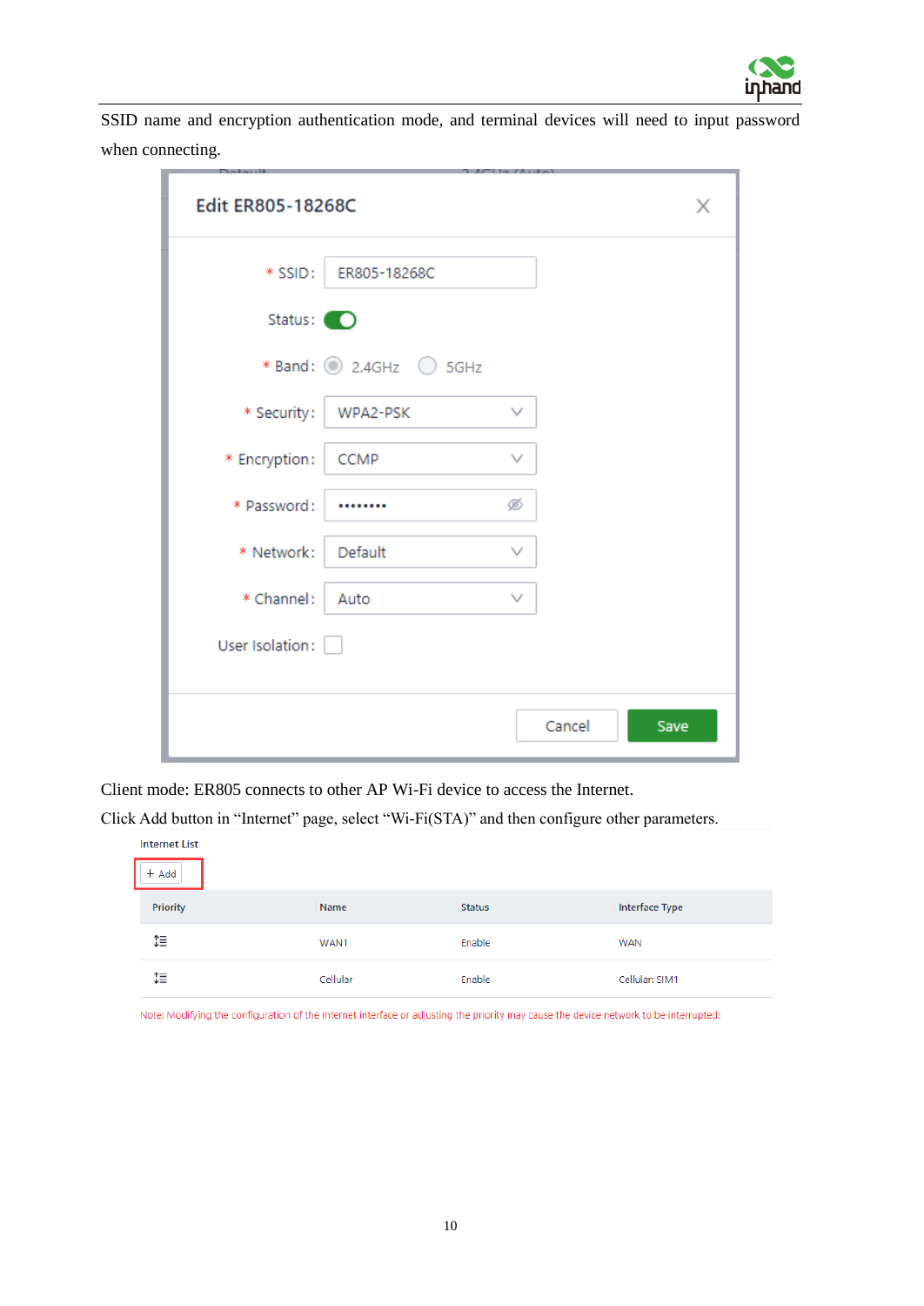SSID name and encryption authentication mode, and terminal devices will need to input password when connecting.

Edit ER805-18268C

* SSID: ER805-18268C

Status:

* Band: 2.4GHz 5GHz

* Security: WPA2-PSK

* Encryption: CCMP

* Password: ••••••••

* Network: Default

* Channel: Auto

User Isolation:

Cancel Save

Client mode: ER805 connects to other AP Wi-Fi device to access the Internet.

Click Add button in "Internet" page, select "Wi-Fi(STA)" and then configure other parameters.

Internet List

+ Add

| Priority | Name | Status | Interface Type |
|---|---|---|---|
| | WAN1 | Enable | WAN |
| | Cellular | Enable | Cellular: SIM1 |

Note: Modifying the configuration of the Internet interface or adjusting the priority may cause the device network to be interrupted!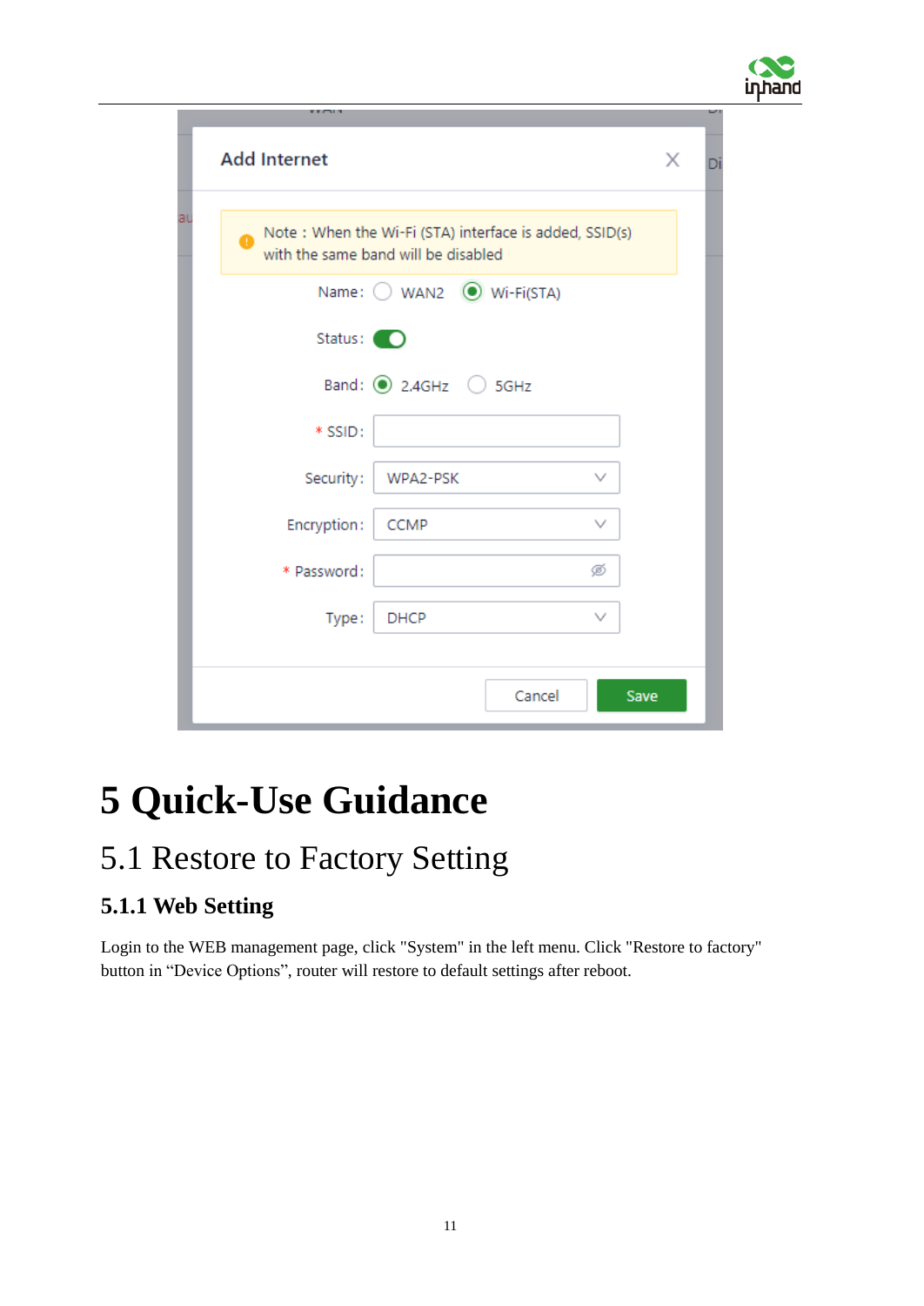# 5 Quick-Use Guidance

## 5.1 Restore to Factory Setting

### 5.1.1 Web Setting

Login to the WEB management page, click "System" in the left menu. Click "Restore to factory" button in “Device Options”, router will restore to default settings after reboot.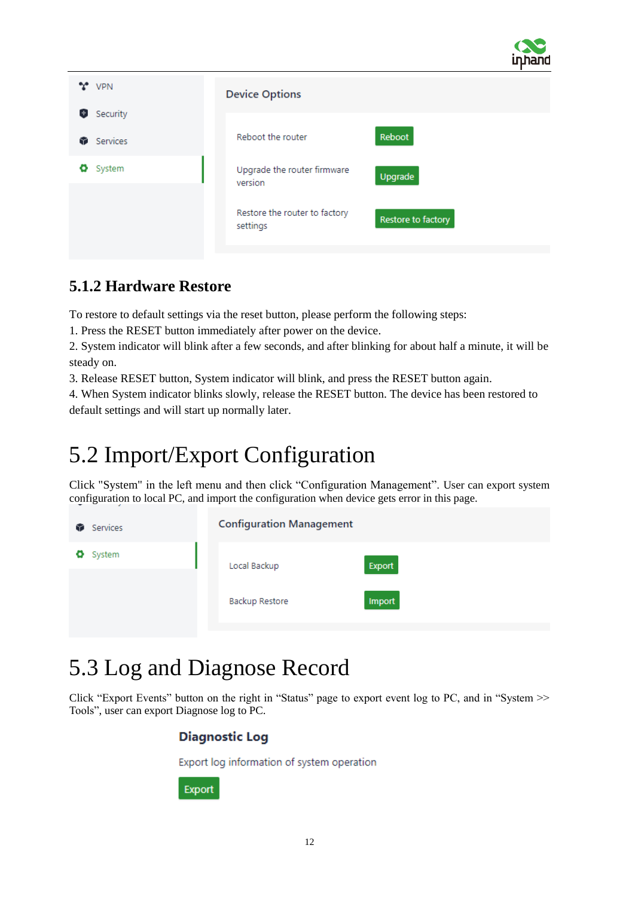## 5.1.2 Hardware Restore

To restore to default settings via the reset button, please perform the following steps:

1. Press the RESET button immediately after power on the device.
2. System indicator will blink after a few seconds, and after blinking for about half a minute, it will be steady on.
3. Release RESET button, System indicator will blink, and press the RESET button again.
4. When System indicator blinks slowly, release the RESET button. The device has been restored to default settings and will start up normally later.

# 5.2 Import/Export Configuration

Click "System" in the left menu and then click “Configuration Management”. User can export system configuration to local PC, and import the configuration when device gets error in this page.

# 5.3 Log and Diagnose Record

Click “Export Events” button on the right in “Status” page to export event log to PC, and in “System >> Tools”, user can export Diagnose log to PC.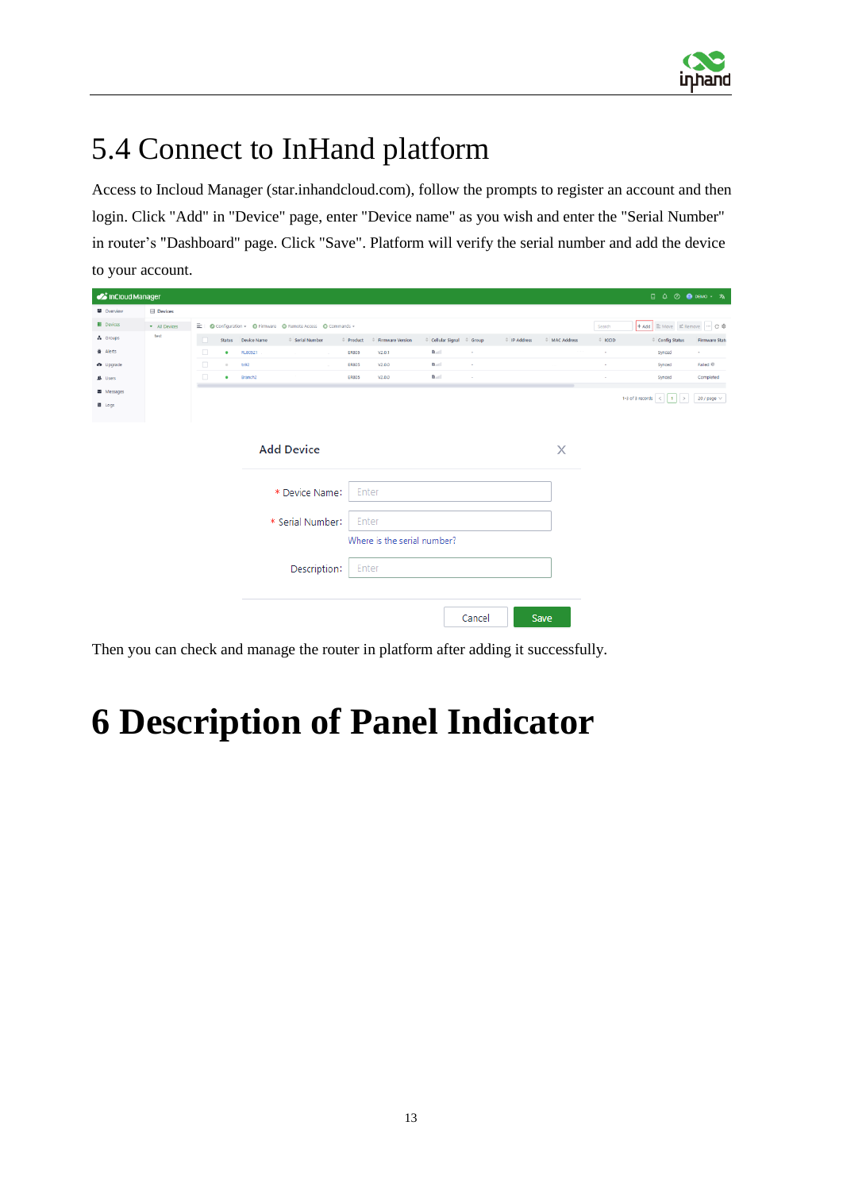## 5.4 Connect to InHand platform

Access to Incloud Manager (star.inhandcloud.com), follow the prompts to register an account and then login. Click "Add" in "Device" page, enter "Device name" as you wish and enter the "Serial Number" in router's "Dashboard" page. Click "Save". Platform will verify the serial number and add the device to your account.

Add Device

\* Device Name: Enter

\* Serial Number: Enter

Where is the serial number?

Description: Enter

Cancel Save

Then you can check and manage the router in platform after adding it successfully.

# 6 Description of Panel Indicator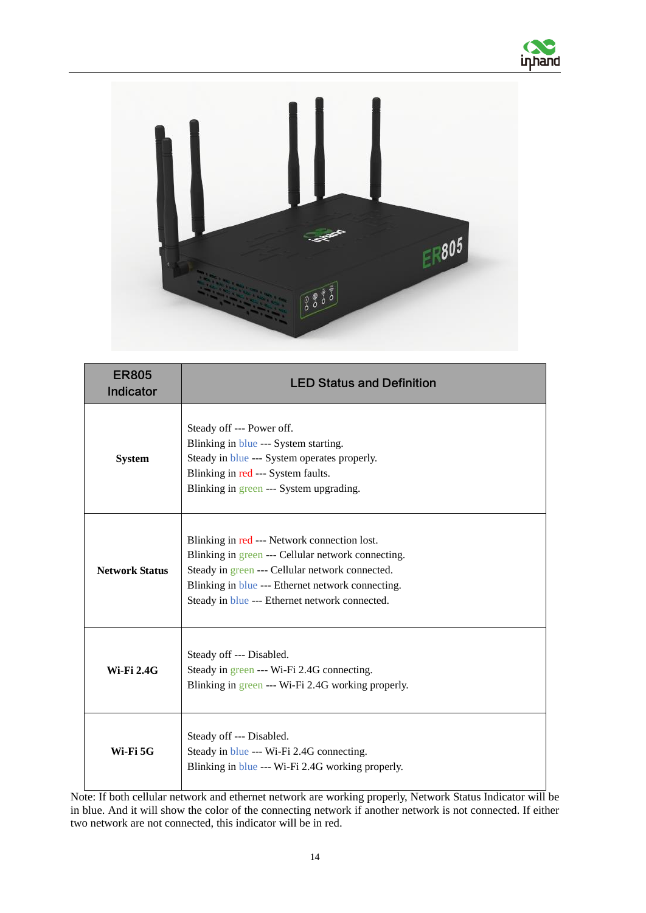| ER805 Indicator | LED Status and Definition |
| --- | --- |
| **System** | Steady off --- Power off.<br>Blinking in blue --- System starting.<br>Steady in blue --- System operates properly.<br>Blinking in red --- System faults.<br>Blinking in green --- System upgrading. |
| **Network Status** | Blinking in red --- Network connection lost.<br>Blinking in green --- Cellular network connecting.<br>Steady in green --- Cellular network connected.<br>Blinking in blue --- Ethernet network connecting.<br>Steady in blue --- Ethernet network connected. |
| **Wi-Fi 2.4G** | Steady off --- Disabled.<br>Steady in green --- Wi-Fi 2.4G connecting.<br>Blinking in green --- Wi-Fi 2.4G working properly. |
| **Wi-Fi 5G** | Steady off --- Disabled.<br>Steady in blue --- Wi-Fi 2.4G connecting.<br>Blinking in blue --- Wi-Fi 2.4G working properly. |

Note: If both cellular network and ethernet network are working properly, Network Status Indicator will be in blue. And it will show the color of the connecting network if another network is not connected. If either two network are not connected, this indicator will be in red.